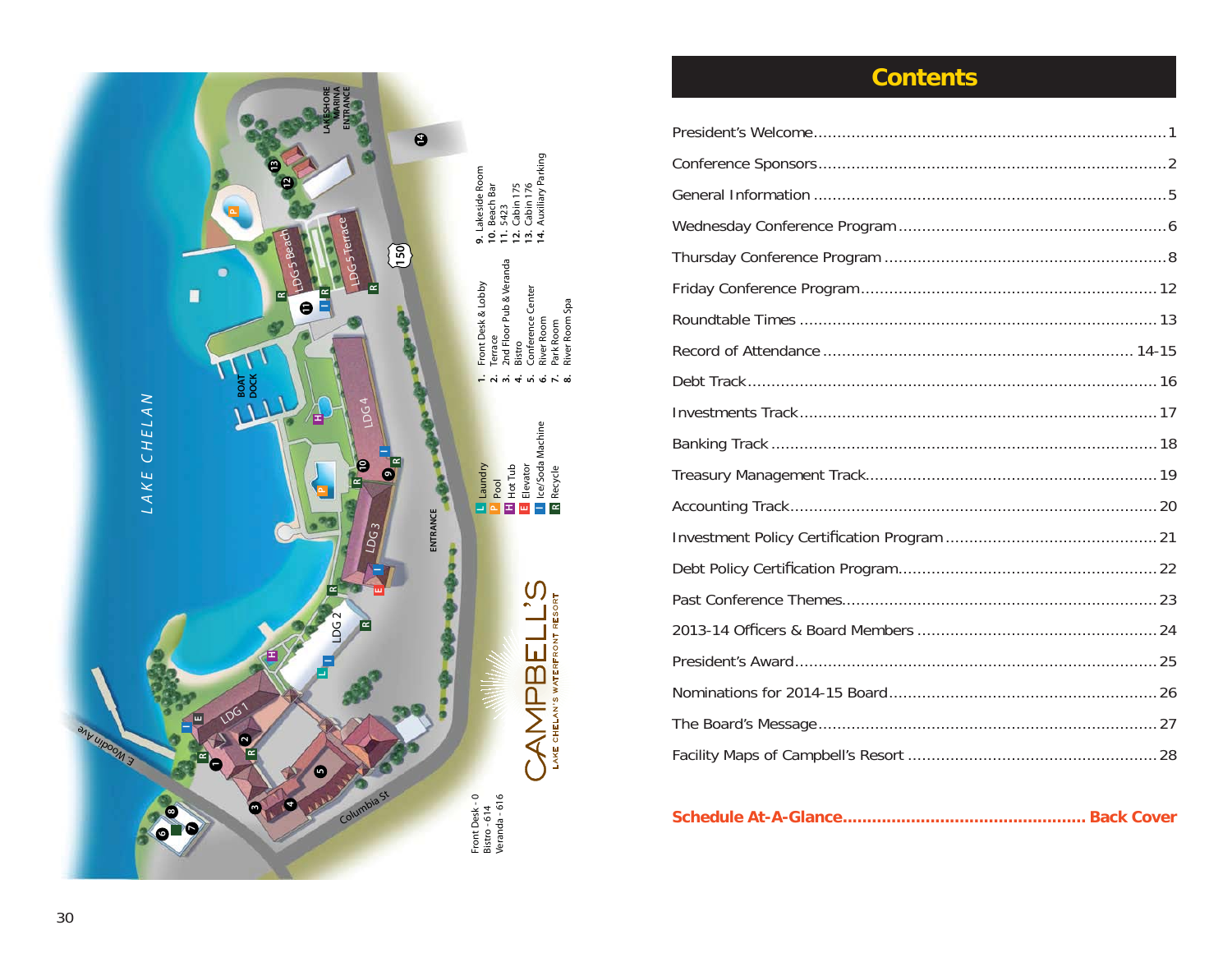# Contents

| | |
|---|---|
| President's Welcome | 1 |
| Conference Sponsors | 2 |
| General Information | 5 |
| Wednesday Conference Program | 6 |
| Thursday Conference Program | 8 |
| Friday Conference Program | 12 |
| Roundtable Times | 13 |
| Record of Attendance | 14-15 |
| Debt Track | 16 |
| Investments Track | 17 |
| Banking Track | 18 |
| Treasury Management Track | 19 |
| Accounting Track | 20 |
| Investment Policy Certification Program | 21 |
| Debt Policy Certification Program | 22 |
| Past Conference Themes | 23 |
| 2013-14 Officers & Board Members | 24 |
| President's Award | 25 |
| Nominations for 2014-15 Board | 26 |
| The Board's Message | 27 |
| Facility Maps of Campbell's Resort | 28 |

**Schedule At-A-Glance ........ Back Cover**

LAKE CHELAN

BOAT DOCK

LAKESHORE MARINA ENTRANCE

ENTRANCE

150

E Woodin Ave

Columbia St

LDG 1

LDG 2

LDG 3

LDG 4

LDG 5 Beach

LDG 5 Terrace

1. Front Desk & Lobby
2. Terrace
3. 2nd Floor Pub & Veranda
4. Bistro
5. Conference Center
6. River Room
7. Park Room
8. River Room Spa
9. Lakeside Room
10. Beach Bar
11. 5423
12. Cabin 175
13. Cabin 176
14. Auxiliary Parking

L Laundry
P Pool
H Hot Tub
E Elevator
I Ice/Soda Machine
R Recycle

Front Desk - 0
Bistro - 614
Veranda - 616

CAMPBELL'S
LAKE CHELAN'S WATERFRONT RESORT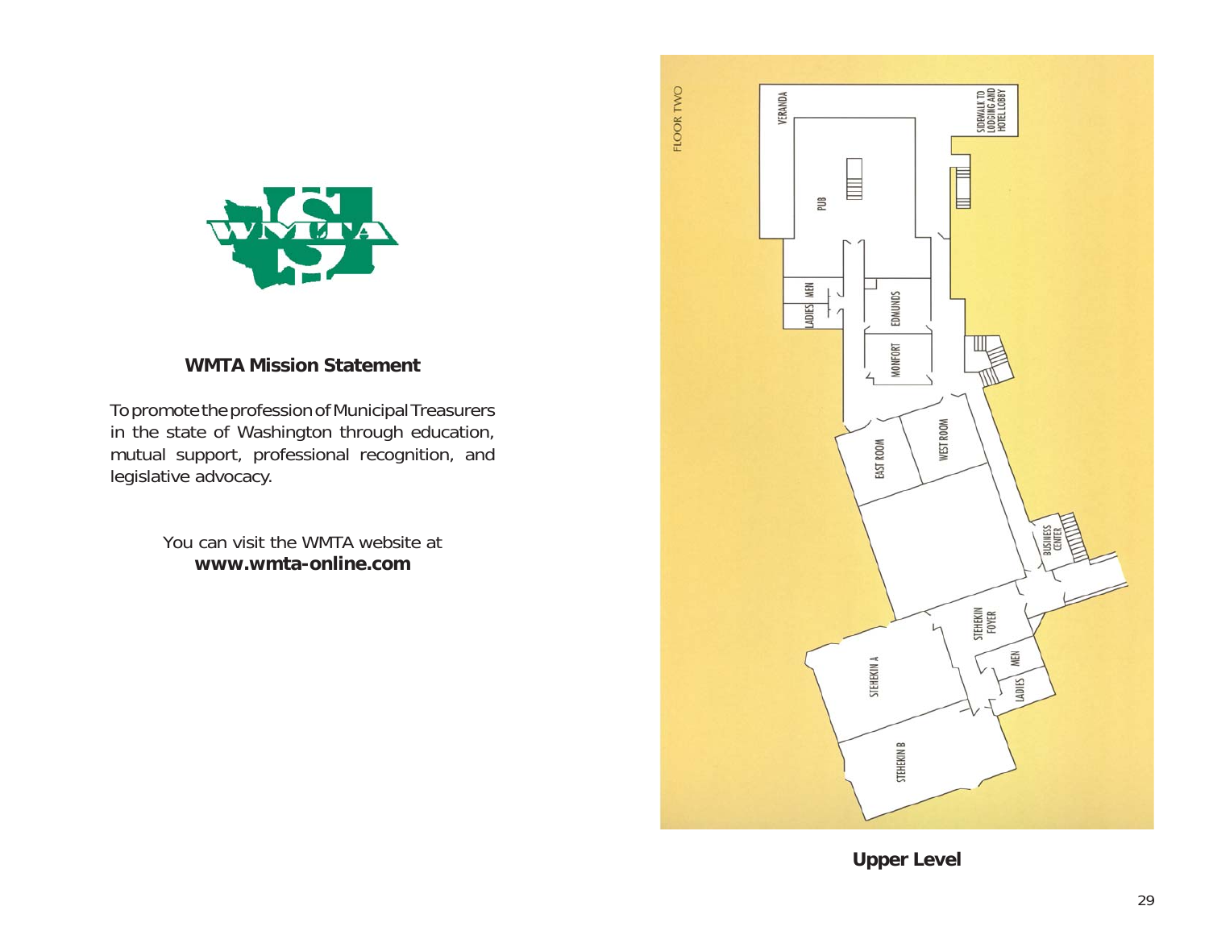## WMTA Mission Statement

To promote the profession of Municipal Treasurers in the state of Washington through education, mutual support, professional recognition, and legislative advocacy.

You can visit the WMTA website at
**www.wmta-online.com**

FLOOR TWO

VERANDA

SIDEWALK TO LODGING AND HOTEL LOBBY

PUB

MEN

LADIES

EDMUNDS

MONFORT

EAST ROOM

WEST ROOM

BUSINESS CENTER

STEHEKIN FOYER

MEN

LADIES

STEHEKIN A

STEHEKIN B

**Upper Level**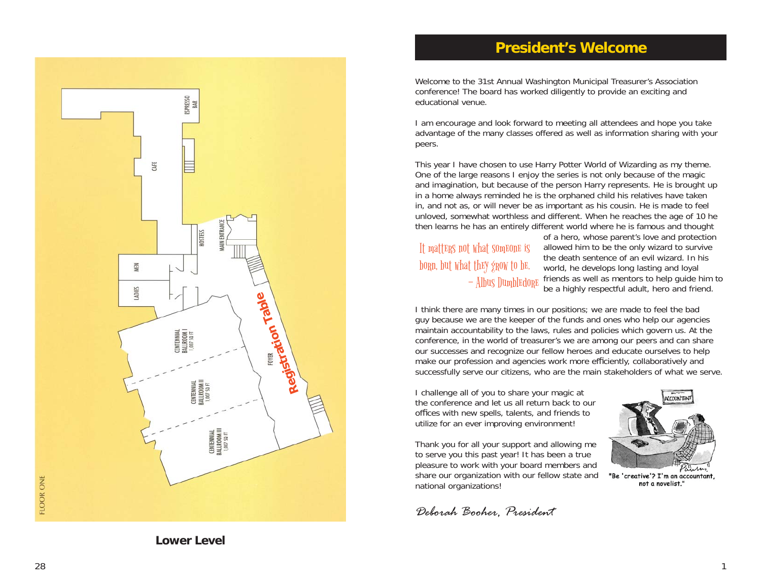FLOOR ONE

ESPRESSO BAR

CAFE

HOSTESS

MAIN ENTRANCE

MEN

LADIES

CENTENNIAL BALLROOM I 1,007 SQ FT

CENTENNIAL BALLROOM II 1,007 SQ FT

CENTENNIAL BALLROOM III 1,007 SQ FT

FOYER

Registration Table

**Lower Level**

## President's Welcome

Welcome to the 31st Annual Washington Municipal Treasurer's Association conference! The board has worked diligently to provide an exciting and educational venue.

I am encourage and look forward to meeting all attendees and hope you take advantage of the many classes offered as well as information sharing with your peers.

This year I have chosen to use Harry Potter World of Wizarding as my theme. One of the large reasons I enjoy the series is not only because of the magic and imagination, but because of the person Harry represents. He is brought up in a home always reminded he is the orphaned child his relatives have taken in, and not as, or will never be as important as his cousin. He is made to feel unloved, somewhat worthless and different. When he reaches the age of 10 he then learns he has an entirely different world where he is famous and thought of a hero, whose parent's love and protection allowed him to be the only wizard to survive the death sentence of an evil wizard. In his world, he develops long lasting and loyal friends as well as mentors to help guide him to be a highly respectful adult, hero and friend.

*It matters not what someone is born, but what they grow to be.*
*– Albus Dumbledore*

I think there are many times in our positions; we are made to feel the bad guy because we are the keeper of the funds and ones who help our agencies maintain accountability to the laws, rules and policies which govern us. At the conference, in the world of treasurer's we are among our peers and can share our successes and recognize our fellow heroes and educate ourselves to help make our profession and agencies work more efficiently, collaboratively and successfully serve our citizens, who are the main stakeholders of what we serve.

I challenge all of you to share your magic at the conference and let us all return back to our offices with new spells, talents, and friends to utilize for an ever improving environment!

"Be 'creative'? I'm an accountant, not a novelist."

Thank you for all your support and allowing me to serve you this past year! It has been a true pleasure to work with your board members and share our organization with our fellow state and national organizations!

*Deborah Booher, President*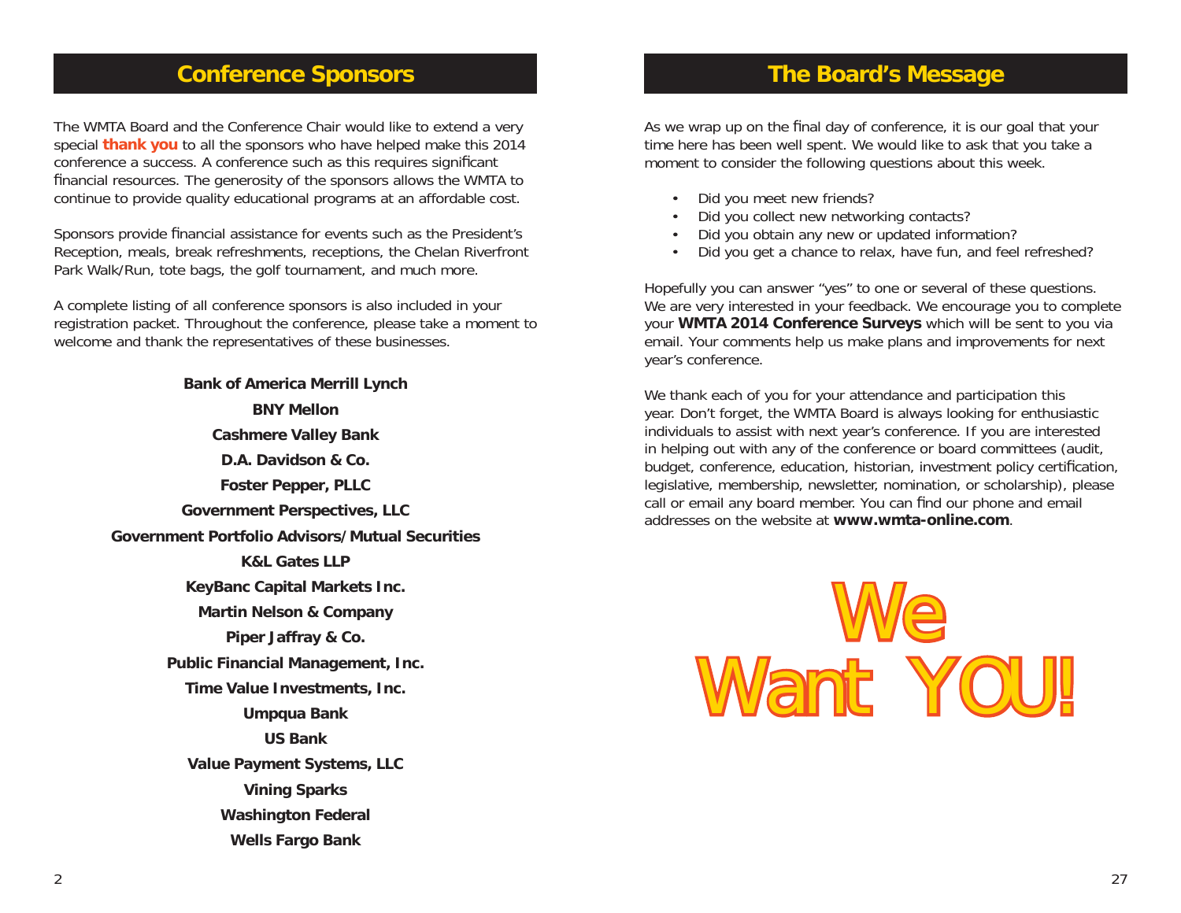## Conference Sponsors

The WMTA Board and the Conference Chair would like to extend a very special **thank you** to all the sponsors who have helped make this 2014 conference a success. A conference such as this requires significant financial resources. The generosity of the sponsors allows the WMTA to continue to provide quality educational programs at an affordable cost.

Sponsors provide financial assistance for events such as the President's Reception, meals, break refreshments, receptions, the Chelan Riverfront Park Walk/Run, tote bags, the golf tournament, and much more.

A complete listing of all conference sponsors is also included in your registration packet. Throughout the conference, please take a moment to welcome and thank the representatives of these businesses.

**Bank of America Merrill Lynch**

**BNY Mellon**

**Cashmere Valley Bank**

**D.A. Davidson & Co.**

**Foster Pepper, PLLC**

**Government Perspectives, LLC**

**Government Portfolio Advisors/Mutual Securities**

**K&L Gates LLP**

**KeyBanc Capital Markets Inc.**

**Martin Nelson & Company**

**Piper Jaffray & Co.**

**Public Financial Management, Inc.**

**Time Value Investments, Inc.**

**Umpqua Bank**

**US Bank**

**Value Payment Systems, LLC**

**Vining Sparks**

**Washington Federal**

**Wells Fargo Bank**

## The Board's Message

As we wrap up on the final day of conference, it is our goal that your time here has been well spent. We would like to ask that you take a moment to consider the following questions about this week.

- Did you meet new friends?
- Did you collect new networking contacts?
- Did you obtain any new or updated information?
- Did you get a chance to relax, have fun, and feel refreshed?

Hopefully you can answer "yes" to one or several of these questions. We are very interested in your feedback. We encourage you to complete your **WMTA 2014 Conference Surveys** which will be sent to you via email. Your comments help us make plans and improvements for next year's conference.

We thank each of you for your attendance and participation this year. Don't forget, the WMTA Board is always looking for enthusiastic individuals to assist with next year's conference. If you are interested in helping out with any of the conference or board committees (audit, budget, conference, education, historian, investment policy certification, legislative, membership, newsletter, nomination, or scholarship), please call or email any board member. You can find our phone and email addresses on the website at **www.wmta-online.com**.

We
Want YOU!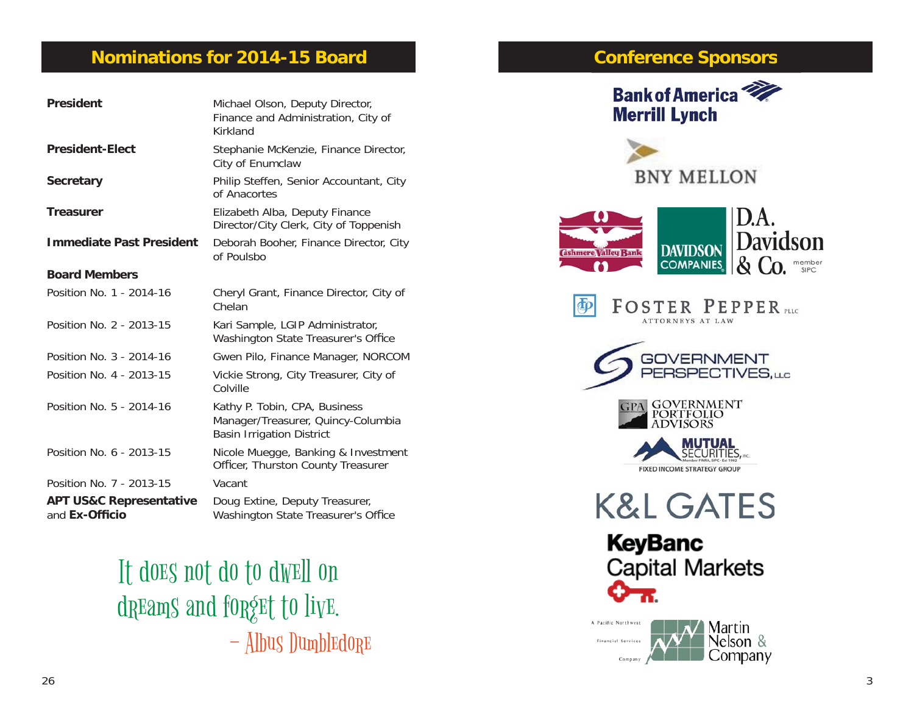## Nominations for 2014-15 Board

| | |
|---|---|
| **President** | Michael Olson, Deputy Director, Finance and Administration, City of Kirkland |
| **President-Elect** | Stephanie McKenzie, Finance Director, City of Enumclaw |
| **Secretary** | Philip Steffen, Senior Accountant, City of Anacortes |
| **Treasurer** | Elizabeth Alba, Deputy Finance Director/City Clerk, City of Toppenish |
| **Immediate Past President** | Deborah Booher, Finance Director, City of Poulsbo |
| **Board Members** | |
| Position No. 1 - 2014-16 | Cheryl Grant, Finance Director, City of Chelan |
| Position No. 2 - 2013-15 | Kari Sample, LGIP Administrator, Washington State Treasurer's Office |
| Position No. 3 - 2014-16 | Gwen Pilo, Finance Manager, NORCOM |
| Position No. 4 - 2013-15 | Vickie Strong, City Treasurer, City of Colville |
| Position No. 5 - 2014-16 | Kathy P. Tobin, CPA, Business Manager/Treasurer, Quincy-Columbia Basin Irrigation District |
| Position No. 6 - 2013-15 | Nicole Muegge, Banking & Investment Officer, Thurston County Treasurer |
| Position No. 7 - 2013-15 | Vacant |
| **APT US&C Representative** and **Ex-Officio** | Doug Extine, Deputy Treasurer, Washington State Treasurer's Office |

It does not do to dwell on dreams and forget to live.

– Albus Dumbledore

## Conference Sponsors

Bank of America Merrill Lynch

BNY MELLON

Cashmere Valley Bank

Davidson Companies

D.A. Davidson & Co. member SIPC

Foster Pepper PLLC Attorneys at Law

Government Perspectives, LLC

GPA Government Portfolio Advisors

Mutual Securities, Inc. Member FINRA, SIPC · Est 1982 Fixed Income Strategy Group

K&L GATES

KeyBanc Capital Markets

A Pacific Northwest Financial Services Company

Martin Nelson & Company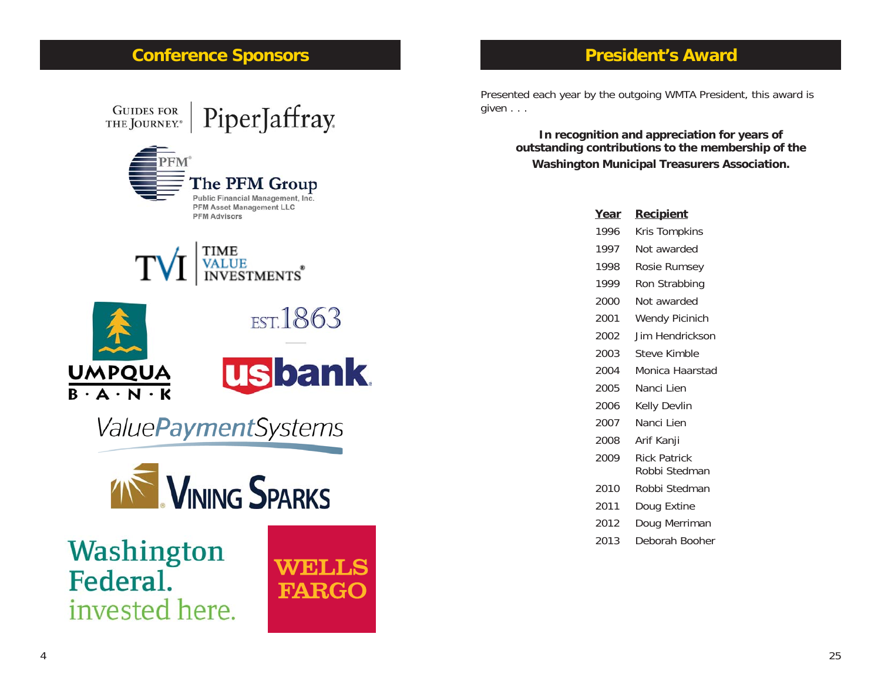## Conference Sponsors

Guides for the Journey. | Piper Jaffray.

PFM
The PFM Group
Public Financial Management, Inc.
PFM Asset Management LLC
PFM Advisors

TVI | Time Value Investments

Umpqua Bank

Est. 1863
usbank

ValuePaymentSystems

Vining Sparks

Washington Federal. invested here.

Wells Fargo

## President's Award

Presented each year by the outgoing WMTA President, this award is given . . .

**In recognition and appreciation for years of outstanding contributions to the membership of the Washington Municipal Treasurers Association.**

| Year | Recipient |
|---|---|
| 1996 | Kris Tompkins |
| 1997 | Not awarded |
| 1998 | Rosie Rumsey |
| 1999 | Ron Strabbing |
| 2000 | Not awarded |
| 2001 | Wendy Picinich |
| 2002 | Jim Hendrickson |
| 2003 | Steve Kimble |
| 2004 | Monica Haarstad |
| 2005 | Nanci Lien |
| 2006 | Kelly Devlin |
| 2007 | Nanci Lien |
| 2008 | Arif Kanji |
| 2009 | Rick Patrick<br>Robbi Stedman |
| 2010 | Robbi Stedman |
| 2011 | Doug Extine |
| 2012 | Doug Merriman |
| 2013 | Deborah Booher |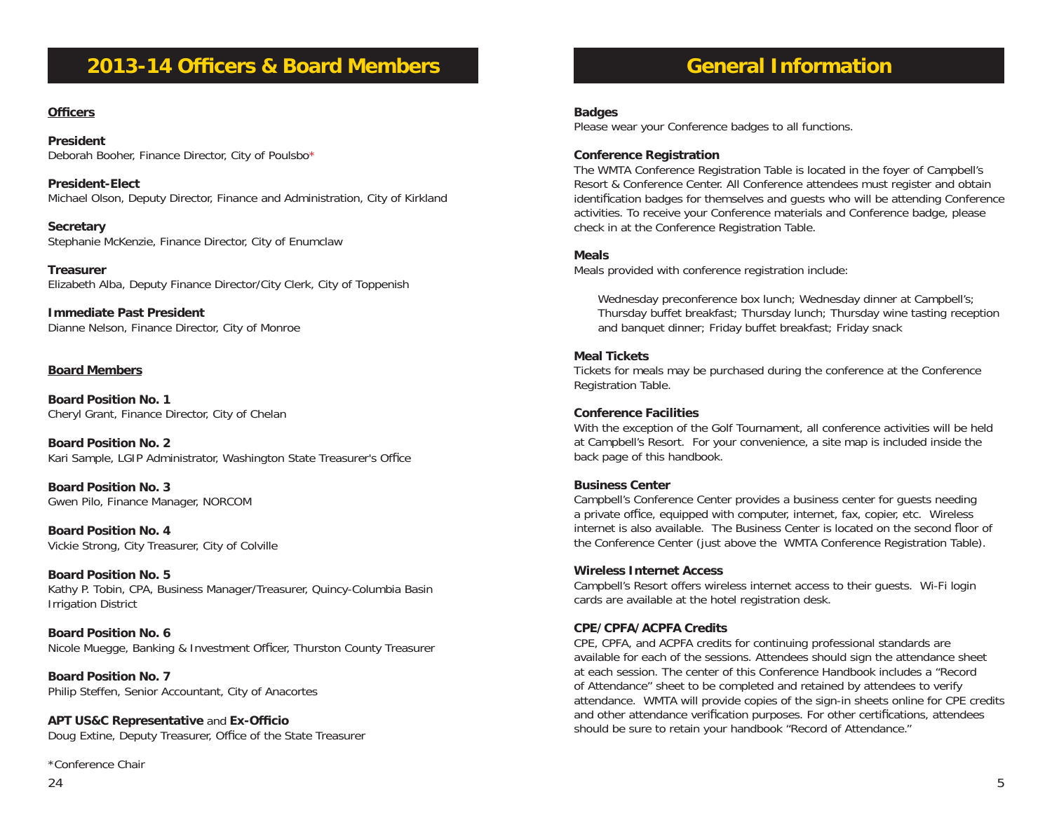# 2013-14 Officers & Board Members

## Officers

**President**
Deborah Booher, Finance Director, City of Poulsbo*

**President-Elect**
Michael Olson, Deputy Director, Finance and Administration, City of Kirkland

**Secretary**
Stephanie McKenzie, Finance Director, City of Enumclaw

**Treasurer**
Elizabeth Alba, Deputy Finance Director/City Clerk, City of Toppenish

**Immediate Past President**
Dianne Nelson, Finance Director, City of Monroe

## Board Members

**Board Position No. 1**
Cheryl Grant, Finance Director, City of Chelan

**Board Position No. 2**
Kari Sample, LGIP Administrator, Washington State Treasurer's Office

**Board Position No. 3**
Gwen Pilo, Finance Manager, NORCOM

**Board Position No. 4**
Vickie Strong, City Treasurer, City of Colville

**Board Position No. 5**
Kathy P. Tobin, CPA, Business Manager/Treasurer, Quincy-Columbia Basin Irrigation District

**Board Position No. 6**
Nicole Muegge, Banking & Investment Officer, Thurston County Treasurer

**Board Position No. 7**
Philip Steffen, Senior Accountant, City of Anacortes

**APT US&C Representative** and **Ex-Officio**
Doug Extine, Deputy Treasurer, Office of the State Treasurer

*Conference Chair

# General Information

**Badges**
Please wear your Conference badges to all functions.

**Conference Registration**
The WMTA Conference Registration Table is located in the foyer of Campbell's Resort & Conference Center. All Conference attendees must register and obtain identification badges for themselves and guests who will be attending Conference activities. To receive your Conference materials and Conference badge, please check in at the Conference Registration Table.

**Meals**
Meals provided with conference registration include:

> Wednesday preconference box lunch; Wednesday dinner at Campbell's; Thursday buffet breakfast; Thursday lunch; Thursday wine tasting reception and banquet dinner; Friday buffet breakfast; Friday snack

**Meal Tickets**
Tickets for meals may be purchased during the conference at the Conference Registration Table.

**Conference Facilities**
With the exception of the Golf Tournament, all conference activities will be held at Campbell's Resort. For your convenience, a site map is included inside the back page of this handbook.

**Business Center**
Campbell's Conference Center provides a business center for guests needing a private office, equipped with computer, internet, fax, copier, etc. Wireless internet is also available. The Business Center is located on the second floor of the Conference Center (just above the WMTA Conference Registration Table).

**Wireless Internet Access**
Campbell's Resort offers wireless internet access to their guests. Wi-Fi login cards are available at the hotel registration desk.

**CPE/CPFA/ACPFA Credits**
CPE, CPFA, and ACPFA credits for continuing professional standards are available for each of the sessions. Attendees should sign the attendance sheet at each session. The center of this Conference Handbook includes a "Record of Attendance" sheet to be completed and retained by attendees to verify attendance. WMTA will provide copies of the sign-in sheets online for CPE credits and other attendance verification purposes. For other certifications, attendees should be sure to retain your handbook "Record of Attendance."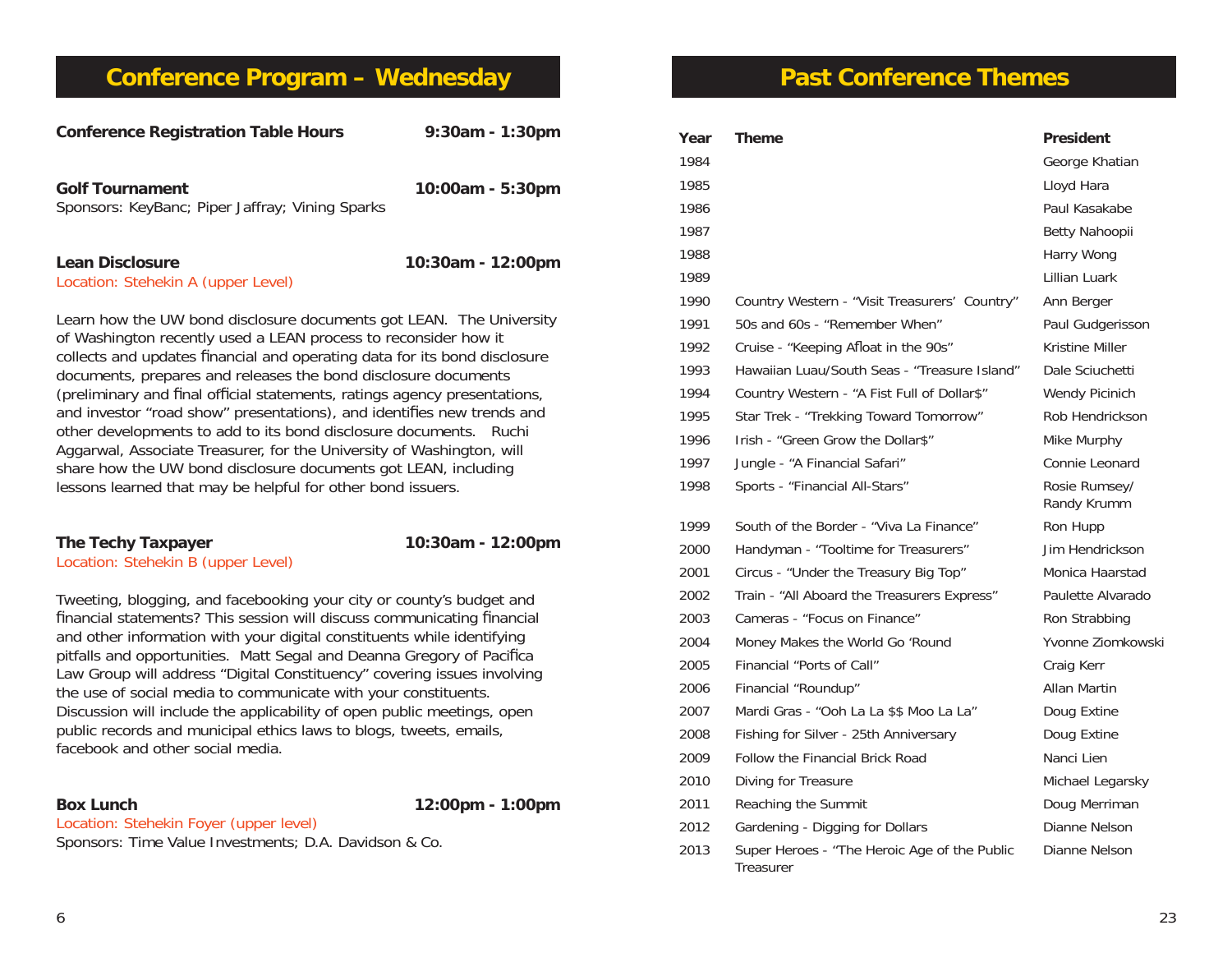## Conference Program – Wednesday

**Conference Registration Table Hours** 9:30am - 1:30pm

**Golf Tournament** 10:00am - 5:30pm

Sponsors: KeyBanc; Piper Jaffray; Vining Sparks

**Lean Disclosure** 10:30am - 12:00pm

Location: Stehekin A (upper Level)

Learn how the UW bond disclosure documents got LEAN. The University of Washington recently used a LEAN process to reconsider how it collects and updates financial and operating data for its bond disclosure documents, prepares and releases the bond disclosure documents (preliminary and final official statements, ratings agency presentations, and investor "road show" presentations), and identifies new trends and other developments to add to its bond disclosure documents. Ruchi Aggarwal, Associate Treasurer, for the University of Washington, will share how the UW bond disclosure documents got LEAN, including lessons learned that may be helpful for other bond issuers.

**The Techy Taxpayer** 10:30am - 12:00pm

Location: Stehekin B (upper Level)

Tweeting, blogging, and facebooking your city or county's budget and financial statements? This session will discuss communicating financial and other information with your digital constituents while identifying pitfalls and opportunities. Matt Segal and Deanna Gregory of Pacifica Law Group will address "Digital Constituency" covering issues involving the use of social media to communicate with your constituents. Discussion will include the applicability of open public meetings, open public records and municipal ethics laws to blogs, tweets, emails, facebook and other social media.

**Box Lunch** 12:00pm - 1:00pm

Location: Stehekin Foyer (upper level)

Sponsors: Time Value Investments; D.A. Davidson & Co.

## Past Conference Themes

| Year | Theme | President |
|---|---|---|
| 1984 | | George Khatian |
| 1985 | | Lloyd Hara |
| 1986 | | Paul Kasakabe |
| 1987 | | Betty Nahoopii |
| 1988 | | Harry Wong |
| 1989 | | Lillian Luark |
| 1990 | Country Western - "Visit Treasurers' Country" | Ann Berger |
| 1991 | 50s and 60s - "Remember When" | Paul Gudgerisson |
| 1992 | Cruise - "Keeping Afloat in the 90s" | Kristine Miller |
| 1993 | Hawaiian Luau/South Seas - "Treasure Island" | Dale Sciuchetti |
| 1994 | Country Western - "A Fist Full of Dollar$" | Wendy Picinich |
| 1995 | Star Trek - "Trekking Toward Tomorrow" | Rob Hendrickson |
| 1996 | Irish - "Green Grow the Dollar$" | Mike Murphy |
| 1997 | Jungle - "A Financial Safari" | Connie Leonard |
| 1998 | Sports - "Financial All-Stars" | Rosie Rumsey/ Randy Krumm |
| 1999 | South of the Border - "Viva La Finance" | Ron Hupp |
| 2000 | Handyman - "Tooltime for Treasurers" | Jim Hendrickson |
| 2001 | Circus - "Under the Treasury Big Top" | Monica Haarstad |
| 2002 | Train - "All Aboard the Treasurers Express" | Paulette Alvarado |
| 2003 | Cameras - "Focus on Finance" | Ron Strabbing |
| 2004 | Money Makes the World Go 'Round | Yvonne Ziomkowski |
| 2005 | Financial "Ports of Call" | Craig Kerr |
| 2006 | Financial "Roundup" | Allan Martin |
| 2007 | Mardi Gras - "Ooh La La $$ Moo La La" | Doug Extine |
| 2008 | Fishing for Silver - 25th Anniversary | Doug Extine |
| 2009 | Follow the Financial Brick Road | Nanci Lien |
| 2010 | Diving for Treasure | Michael Legarsky |
| 2011 | Reaching the Summit | Doug Merriman |
| 2012 | Gardening - Digging for Dollars | Dianne Nelson |
| 2013 | Super Heroes - "The Heroic Age of the Public Treasurer | Dianne Nelson |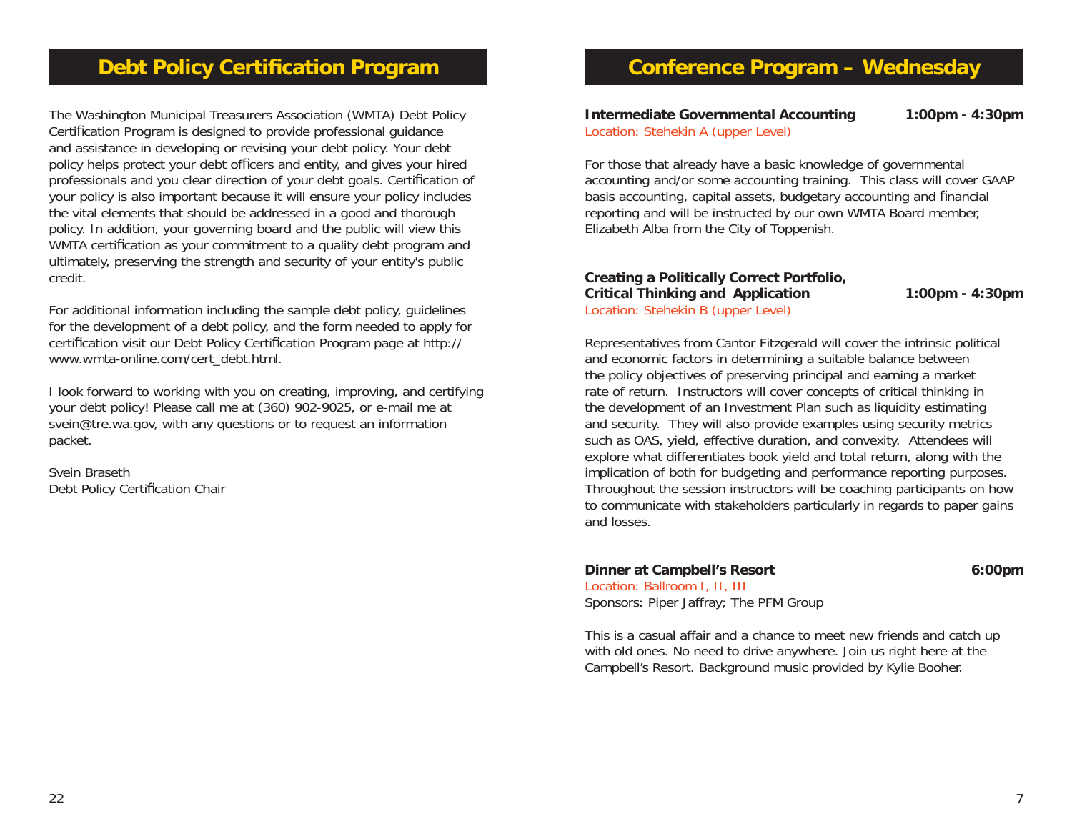# Debt Policy Certification Program

The Washington Municipal Treasurers Association (WMTA) Debt Policy Certification Program is designed to provide professional guidance and assistance in developing or revising your debt policy. Your debt policy helps protect your debt officers and entity, and gives your hired professionals and you clear direction of your debt goals. Certification of your policy is also important because it will ensure your policy includes the vital elements that should be addressed in a good and thorough policy. In addition, your governing board and the public will view this WMTA certification as your commitment to a quality debt program and ultimately, preserving the strength and security of your entity's public credit.

For additional information including the sample debt policy, guidelines for the development of a debt policy, and the form needed to apply for certification visit our Debt Policy Certification Program page at http://www.wmta-online.com/cert_debt.html.

I look forward to working with you on creating, improving, and certifying your debt policy! Please call me at (360) 902-9025, or e-mail me at svein@tre.wa.gov, with any questions or to request an information packet.

Svein Braseth
Debt Policy Certification Chair

# Conference Program – Wednesday

**Intermediate Governmental Accounting** **1:00pm - 4:30pm**
Location: Stehekin A (upper Level)

For those that already have a basic knowledge of governmental accounting and/or some accounting training. This class will cover GAAP basis accounting, capital assets, budgetary accounting and financial reporting and will be instructed by our own WMTA Board member, Elizabeth Alba from the City of Toppenish.

**Creating a Politically Correct Portfolio, Critical Thinking and Application** **1:00pm - 4:30pm**
Location: Stehekin B (upper Level)

Representatives from Cantor Fitzgerald will cover the intrinsic political and economic factors in determining a suitable balance between the policy objectives of preserving principal and earning a market rate of return. Instructors will cover concepts of critical thinking in the development of an Investment Plan such as liquidity estimating and security. They will also provide examples using security metrics such as OAS, yield, effective duration, and convexity. Attendees will explore what differentiates book yield and total return, along with the implication of both for budgeting and performance reporting purposes. Throughout the session instructors will be coaching participants on how to communicate with stakeholders particularly in regards to paper gains and losses.

**Dinner at Campbell's Resort** **6:00pm**
Location: Ballroom I, II, III
Sponsors: Piper Jaffray; The PFM Group

This is a casual affair and a chance to meet new friends and catch up with old ones. No need to drive anywhere. Join us right here at the Campbell's Resort. Background music provided by Kylie Booher.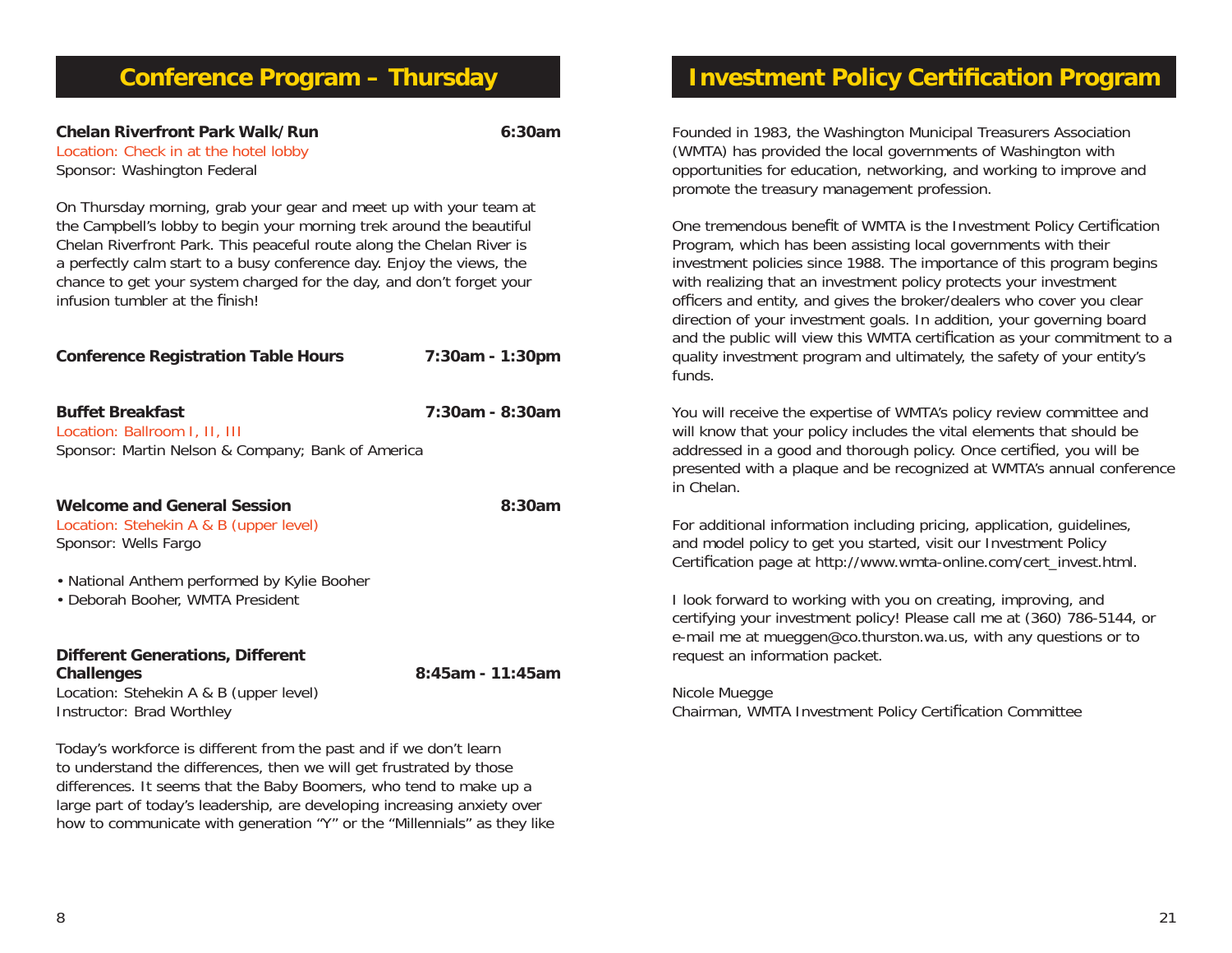## Conference Program – Thursday

**Chelan Riverfront Park Walk/Run** **6:30am**
Location: Check in at the hotel lobby
Sponsor: Washington Federal

On Thursday morning, grab your gear and meet up with your team at the Campbell's lobby to begin your morning trek around the beautiful Chelan Riverfront Park. This peaceful route along the Chelan River is a perfectly calm start to a busy conference day. Enjoy the views, the chance to get your system charged for the day, and don't forget your infusion tumbler at the finish!

**Conference Registration Table Hours** **7:30am - 1:30pm**

**Buffet Breakfast** **7:30am - 8:30am**
Location: Ballroom I, II, III
Sponsor: Martin Nelson & Company; Bank of America

**Welcome and General Session** **8:30am**
Location: Stehekin A & B (upper level)
Sponsor: Wells Fargo

- National Anthem performed by Kylie Booher
- Deborah Booher, WMTA President

**Different Generations, Different Challenges** **8:45am - 11:45am**
Location: Stehekin A & B (upper level)
Instructor: Brad Worthley

Today's workforce is different from the past and if we don't learn to understand the differences, then we will get frustrated by those differences. It seems that the Baby Boomers, who tend to make up a large part of today's leadership, are developing increasing anxiety over how to communicate with generation "Y" or the "Millennials" as they like

## Investment Policy Certification Program

Founded in 1983, the Washington Municipal Treasurers Association (WMTA) has provided the local governments of Washington with opportunities for education, networking, and working to improve and promote the treasury management profession.

One tremendous benefit of WMTA is the Investment Policy Certification Program, which has been assisting local governments with their investment policies since 1988. The importance of this program begins with realizing that an investment policy protects your investment officers and entity, and gives the broker/dealers who cover you clear direction of your investment goals. In addition, your governing board and the public will view this WMTA certification as your commitment to a quality investment program and ultimately, the safety of your entity's funds.

You will receive the expertise of WMTA's policy review committee and will know that your policy includes the vital elements that should be addressed in a good and thorough policy. Once certified, you will be presented with a plaque and be recognized at WMTA's annual conference in Chelan.

For additional information including pricing, application, guidelines, and model policy to get you started, visit our Investment Policy Certification page at http://www.wmta-online.com/cert_invest.html.

I look forward to working with you on creating, improving, and certifying your investment policy! Please call me at (360) 786-5144, or e-mail me at mueggen@co.thurston.wa.us, with any questions or to request an information packet.

Nicole Muegge
Chairman, WMTA Investment Policy Certification Committee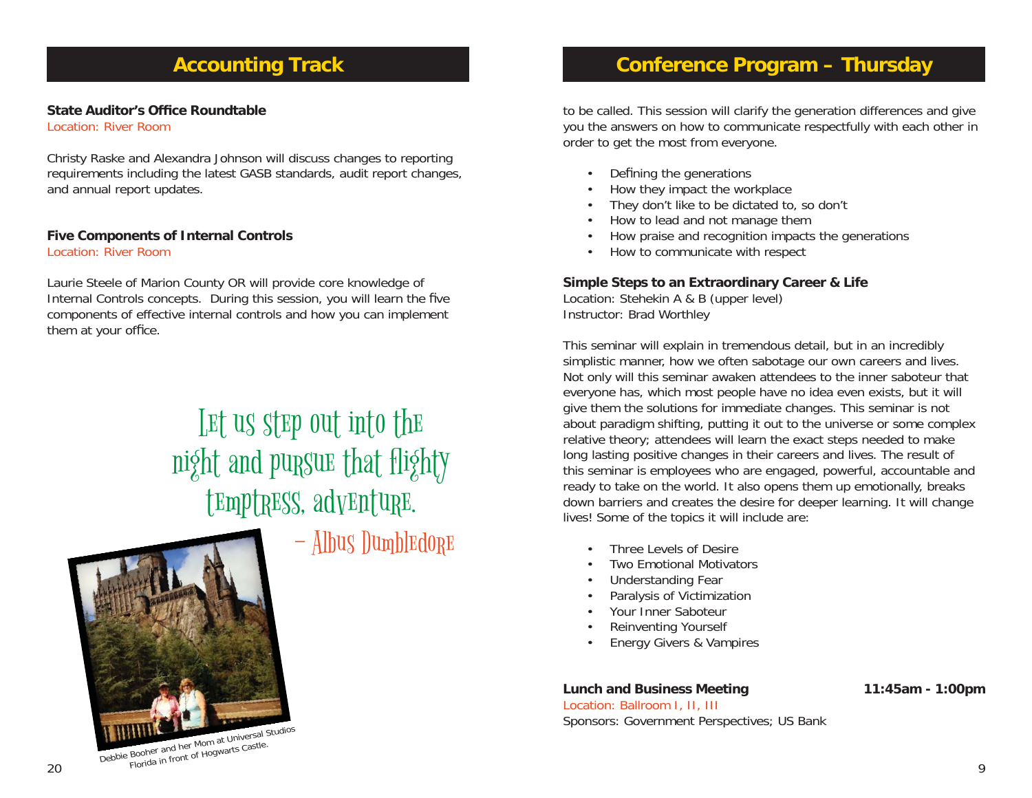## Accounting Track

**State Auditor's Office Roundtable**
Location: River Room

Christy Raske and Alexandra Johnson will discuss changes to reporting requirements including the latest GASB standards, audit report changes, and annual report updates.

**Five Components of Internal Controls**
Location: River Room

Laurie Steele of Marion County OR will provide core knowledge of Internal Controls concepts. During this session, you will learn the five components of effective internal controls and how you can implement them at your office.

Let us step out into the night and pursue that flighty temptress, adventure.

– Albus Dumbledore

Debbie Booher and her Mom at Universal Studios Florida in front of Hogwarts Castle.

## Conference Program – Thursday

to be called. This session will clarify the generation differences and give you the answers on how to communicate respectfully with each other in order to get the most from everyone.

- Defining the generations
- How they impact the workplace
- They don't like to be dictated to, so don't
- How to lead and not manage them
- How praise and recognition impacts the generations
- How to communicate with respect

**Simple Steps to an Extraordinary Career & Life**
Location: Stehekin A & B (upper level)
Instructor: Brad Worthley

This seminar will explain in tremendous detail, but in an incredibly simplistic manner, how we often sabotage our own careers and lives. Not only will this seminar awaken attendees to the inner saboteur that everyone has, which most people have no idea even exists, but it will give them the solutions for immediate changes. This seminar is not about paradigm shifting, putting it out to the universe or some complex relative theory; attendees will learn the exact steps needed to make long lasting positive changes in their careers and lives. The result of this seminar is employees who are engaged, powerful, accountable and ready to take on the world. It also opens them up emotionally, breaks down barriers and creates the desire for deeper learning. It will change lives! Some of the topics it will include are:

- Three Levels of Desire
- Two Emotional Motivators
- Understanding Fear
- Paralysis of Victimization
- Your Inner Saboteur
- Reinventing Yourself
- Energy Givers & Vampires

**Lunch and Business Meeting** **11:45am - 1:00pm**
Location: Ballroom I, II, III
Sponsors: Government Perspectives; US Bank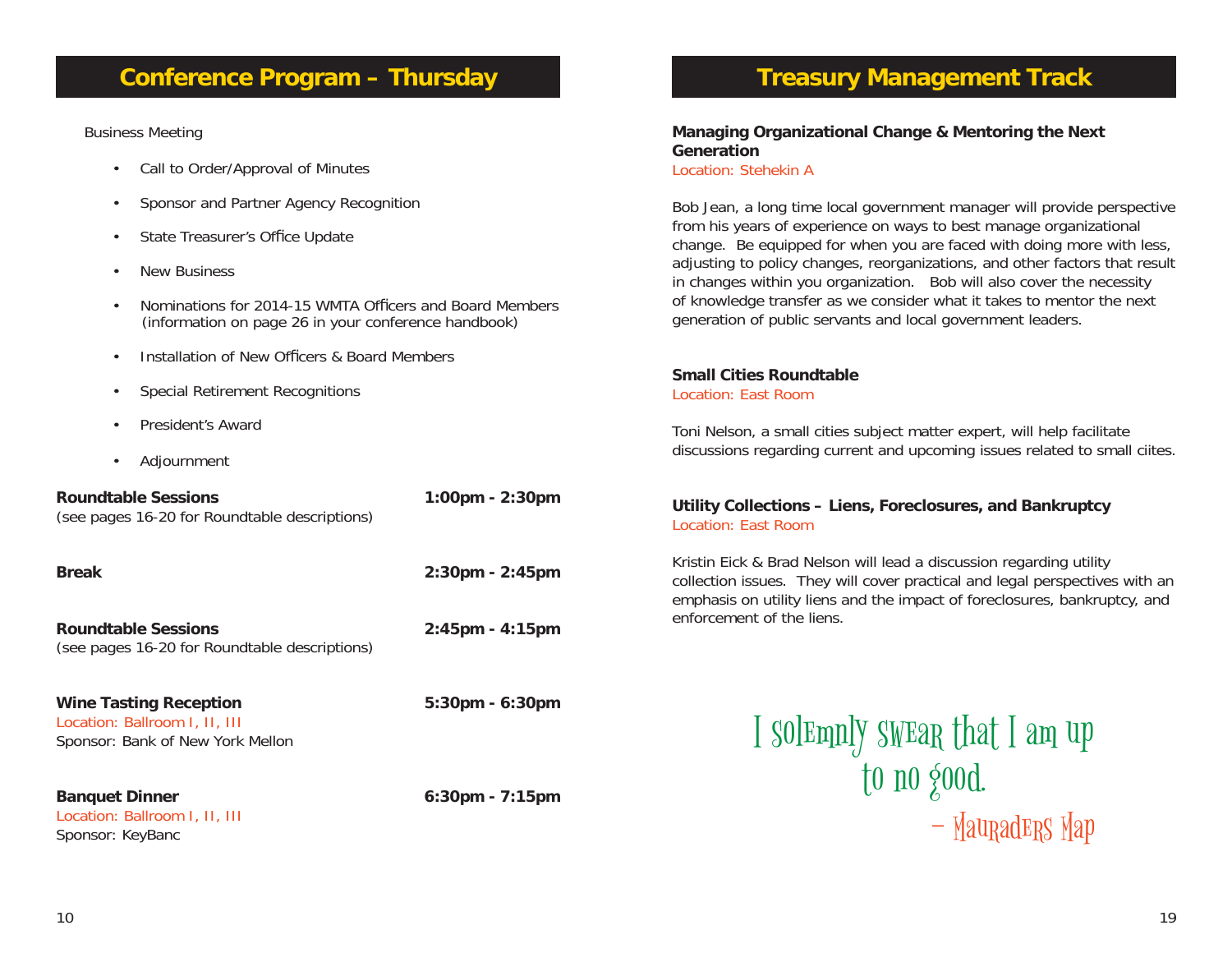## Conference Program – Thursday

Business Meeting

- Call to Order/Approval of Minutes
- Sponsor and Partner Agency Recognition
- State Treasurer's Office Update
- New Business
- Nominations for 2014-15 WMTA Officers and Board Members (information on page 26 in your conference handbook)
- Installation of New Officers & Board Members
- Special Retirement Recognitions
- President's Award
- Adjournment

**Roundtable Sessions** **1:00pm - 2:30pm**
(see pages 16-20 for Roundtable descriptions)

**Break** **2:30pm - 2:45pm**

**Roundtable Sessions** **2:45pm - 4:15pm**
(see pages 16-20 for Roundtable descriptions)

**Wine Tasting Reception** **5:30pm - 6:30pm**
Location: Ballroom I, II, III
Sponsor: Bank of New York Mellon

**Banquet Dinner** **6:30pm - 7:15pm**
Location: Ballroom I, II, III
Sponsor: KeyBanc

## Treasury Management Track

### Managing Organizational Change & Mentoring the Next Generation

Location: Stehekin A

Bob Jean, a long time local government manager will provide perspective from his years of experience on ways to best manage organizational change. Be equipped for when you are faced with doing more with less, adjusting to policy changes, reorganizations, and other factors that result in changes within you organization. Bob will also cover the necessity of knowledge transfer as we consider what it takes to mentor the next generation of public servants and local government leaders.

### Small Cities Roundtable

Location: East Room

Toni Nelson, a small cities subject matter expert, will help facilitate discussions regarding current and upcoming issues related to small ciites.

### Utility Collections – Liens, Foreclosures, and Bankruptcy

Location: East Room

Kristin Eick & Brad Nelson will lead a discussion regarding utility collection issues. They will cover practical and legal perspectives with an emphasis on utility liens and the impact of foreclosures, bankruptcy, and enforcement of the liens.

I solemnly swear that I am up to no good.
– Mauraders Map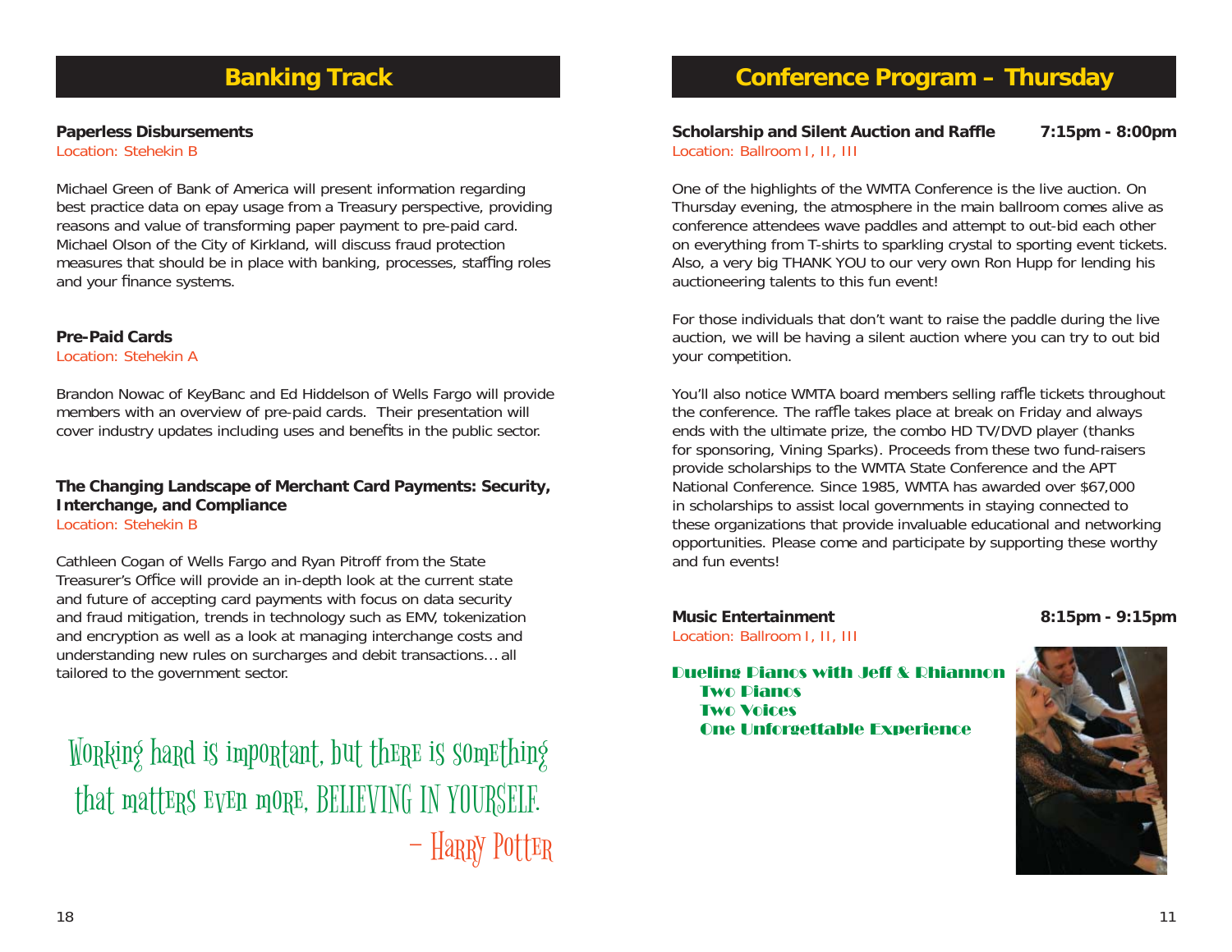## Banking Track

**Paperless Disbursements**
Location: Stehekin B

Michael Green of Bank of America will present information regarding best practice data on epay usage from a Treasury perspective, providing reasons and value of transforming paper payment to pre-paid card. Michael Olson of the City of Kirkland, will discuss fraud protection measures that should be in place with banking, processes, staffing roles and your finance systems.

**Pre-Paid Cards**
Location: Stehekin A

Brandon Nowac of KeyBanc and Ed Hiddelson of Wells Fargo will provide members with an overview of pre-paid cards. Their presentation will cover industry updates including uses and benefits in the public sector.

**The Changing Landscape of Merchant Card Payments: Security, Interchange, and Compliance**
Location: Stehekin B

Cathleen Cogan of Wells Fargo and Ryan Pitroff from the State Treasurer's Office will provide an in-depth look at the current state and future of accepting card payments with focus on data security and fraud mitigation, trends in technology such as EMV, tokenization and encryption as well as a look at managing interchange costs and understanding new rules on surcharges and debit transactions… all tailored to the government sector.

Working hard is important, but there is something that matters even more, believing in yourself.
– Harry Potter

## Conference Program – Thursday

**Scholarship and Silent Auction and Raffle** **7:15pm - 8:00pm**
Location: Ballroom I, II, III

One of the highlights of the WMTA Conference is the live auction. On Thursday evening, the atmosphere in the main ballroom comes alive as conference attendees wave paddles and attempt to out-bid each other on everything from T-shirts to sparkling crystal to sporting event tickets. Also, a very big THANK YOU to our very own Ron Hupp for lending his auctioneering talents to this fun event!

For those individuals that don't want to raise the paddle during the live auction, we will be having a silent auction where you can try to out bid your competition.

You'll also notice WMTA board members selling raffle tickets throughout the conference. The raffle takes place at break on Friday and always ends with the ultimate prize, the combo HD TV/DVD player (thanks for sponsoring, Vining Sparks). Proceeds from these two fund-raisers provide scholarships to the WMTA State Conference and the APT National Conference. Since 1985, WMTA has awarded over $67,000 in scholarships to assist local governments in staying connected to these organizations that provide invaluable educational and networking opportunities. Please come and participate by supporting these worthy and fun events!

**Music Entertainment** **8:15pm - 9:15pm**
Location: Ballroom I, II, III

Dueling Pianos with Jeff & Rhiannon
Two Pianos
Two Voices
One Unforgettable Experience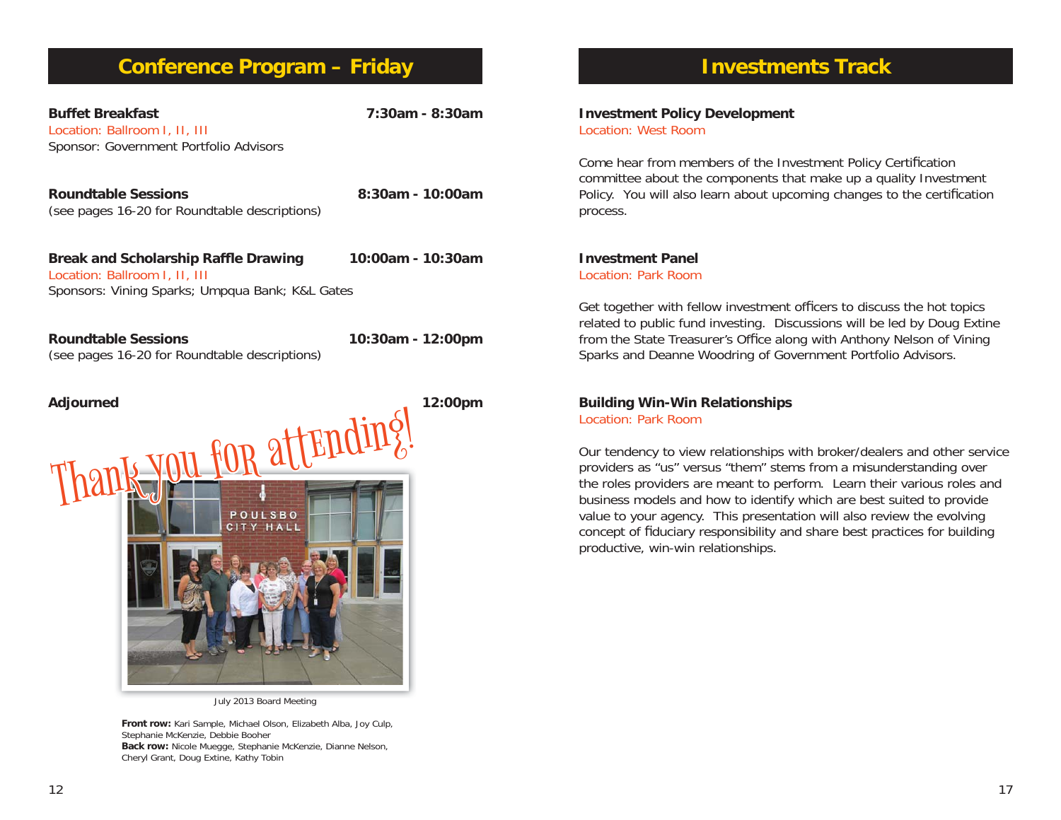## Conference Program – Friday

**Buffet Breakfast** **7:30am - 8:30am**
Location: Ballroom I, II, III
Sponsor: Government Portfolio Advisors

**Roundtable Sessions** **8:30am - 10:00am**
(see pages 16-20 for Roundtable descriptions)

**Break and Scholarship Raffle Drawing** **10:00am - 10:30am**
Location: Ballroom I, II, III
Sponsors: Vining Sparks; Umpqua Bank; K&L Gates

**Roundtable Sessions** **10:30am - 12:00pm**
(see pages 16-20 for Roundtable descriptions)

**Adjourned** **12:00pm**

Thank you for attending!

July 2013 Board Meeting

**Front row:** Kari Sample, Michael Olson, Elizabeth Alba, Joy Culp, Stephanie McKenzie, Debbie Booher
**Back row:** Nicole Muegge, Stephanie McKenzie, Dianne Nelson, Cheryl Grant, Doug Extine, Kathy Tobin

## Investments Track

**Investment Policy Development**
Location: West Room

Come hear from members of the Investment Policy Certification committee about the components that make up a quality Investment Policy. You will also learn about upcoming changes to the certification process.

**Investment Panel**
Location: Park Room

Get together with fellow investment officers to discuss the hot topics related to public fund investing. Discussions will be led by Doug Extine from the State Treasurer's Office along with Anthony Nelson of Vining Sparks and Deanne Woodring of Government Portfolio Advisors.

**Building Win-Win Relationships**
Location: Park Room

Our tendency to view relationships with broker/dealers and other service providers as "us" versus "them" stems from a misunderstanding over the roles providers are meant to perform. Learn their various roles and business models and how to identify which are best suited to provide value to your agency. This presentation will also review the evolving concept of fiduciary responsibility and share best practices for building productive, win-win relationships.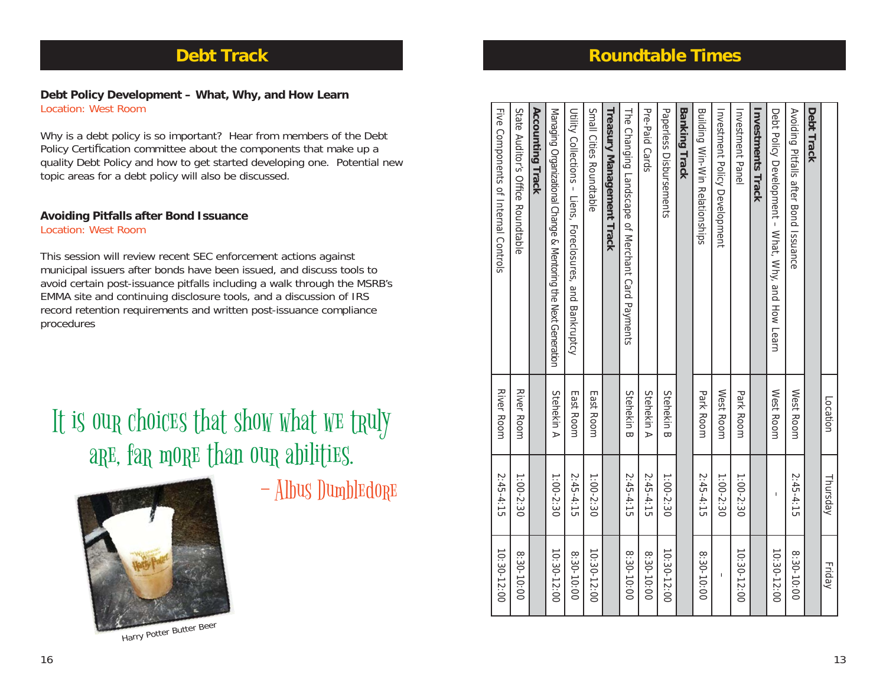# Debt Track

### Debt Policy Development – What, Why, and How Learn

Location: West Room

Why is a debt policy is so important? Hear from members of the Debt Policy Certification committee about the components that make up a quality Debt Policy and how to get started developing one. Potential new topic areas for a debt policy will also be discussed.

### Avoiding Pitfalls after Bond Issuance

Location: West Room

This session will review recent SEC enforcement actions against municipal issuers after bonds have been issued, and discuss tools to avoid certain post-issuance pitfalls including a walk through the MSRB's EMMA site and continuing disclosure tools, and a discussion of IRS record retention requirements and written post-issuance compliance procedures

It is our choices that show what we truly are, far more than our abilities.

– Albus Dumbledore

Harry Potter Butter Beer

# Roundtable Times

| | Location | Thursday | Friday |
|---|---|---|---|
| **Debt Track** | | | |
| Avoiding Pitfalls after Bond Issuance | West Room | 2:45-4:15 | 8:30-10:00 |
| Debt Policy Development – What, Why, and How Learn | West Room | - | 10:30-12:00 |
| **Investments Track** | | | |
| Investment Panel | Park Room | 1:00-2:30 | 10:30-12:00 |
| Investment Policy Development | West Room | 1:00-2:30 | - |
| Building Win-Win Relationships | Park Room | 2:45-4:15 | 8:30-10:00 |
| **Banking Track** | | | |
| Paperless Disbursements | Stehekin B | 1:00-2:30 | 10:30-12:00 |
| Pre-Paid Cards | Stehekin A | 2:45-4:15 | 8:30-10:00 |
| The Changing Landscape of Merchant Card Payments | Stehekin B | 2:45-4:15 | 8:30-10:00 |
| **Treasury Management Track** | | | |
| Small Cities Roundtable | East Room | 1:00-2:30 | 10:30-12:00 |
| Utility Collections – Liens, Foreclosures, and Bankruptcy | East Room | 2:45-4:15 | 8:30-10:00 |
| Managing Organizational Change & Mentoring the Next Generation | Stehekin A | 1:00-2:30 | 10:30-12:00 |
| **Accounting Track** | | | |
| State Auditor's Office Roundtable | River Room | 1:00-2:30 | 8:30-10:00 |
| Five Components of Internal Controls | River Room | 2:45-4:15 | 10:30-12:00 |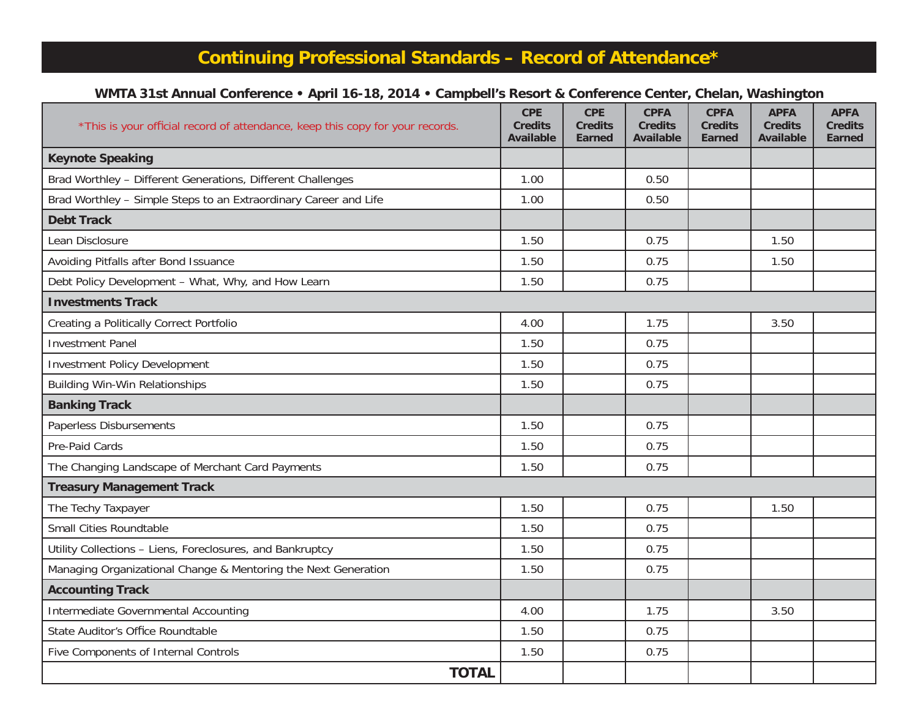# Continuing Professional Standards – Record of Attendance*

**WMTA 31st Annual Conference • April 16-18, 2014 • Campbell's Resort & Conference Center, Chelan, Washington**

| *This is your official record of attendance, keep this copy for your records. | CPE Credits Available | CPE Credits Earned | CPFA Credits Available | CPFA Credits Earned | APFA Credits Available | APFA Credits Earned |
|---|---|---|---|---|---|---|
| **Keynote Speaking** | | | | | | |
| Brad Worthley – Different Generations, Different Challenges | 1.00 | | 0.50 | | | |
| Brad Worthley – Simple Steps to an Extraordinary Career and Life | 1.00 | | 0.50 | | | |
| **Debt Track** | | | | | | |
| Lean Disclosure | 1.50 | | 0.75 | | 1.50 | |
| Avoiding Pitfalls after Bond Issuance | 1.50 | | 0.75 | | 1.50 | |
| Debt Policy Development – What, Why, and How Learn | 1.50 | | 0.75 | | | |
| **Investments Track** | | | | | | |
| Creating a Politically Correct Portfolio | 4.00 | | 1.75 | | 3.50 | |
| Investment Panel | 1.50 | | 0.75 | | | |
| Investment Policy Development | 1.50 | | 0.75 | | | |
| Building Win-Win Relationships | 1.50 | | 0.75 | | | |
| **Banking Track** | | | | | | |
| Paperless Disbursements | 1.50 | | 0.75 | | | |
| Pre-Paid Cards | 1.50 | | 0.75 | | | |
| The Changing Landscape of Merchant Card Payments | 1.50 | | 0.75 | | | |
| **Treasury Management Track** | | | | | | |
| The Techy Taxpayer | 1.50 | | 0.75 | | 1.50 | |
| Small Cities Roundtable | 1.50 | | 0.75 | | | |
| Utility Collections – Liens, Foreclosures, and Bankruptcy | 1.50 | | 0.75 | | | |
| Managing Organizational Change & Mentoring the Next Generation | 1.50 | | 0.75 | | | |
| **Accounting Track** | | | | | | |
| Intermediate Governmental Accounting | 4.00 | | 1.75 | | 3.50 | |
| State Auditor's Office Roundtable | 1.50 | | 0.75 | | | |
| Five Components of Internal Controls | 1.50 | | 0.75 | | | |
| **TOTAL** | | | | | | |